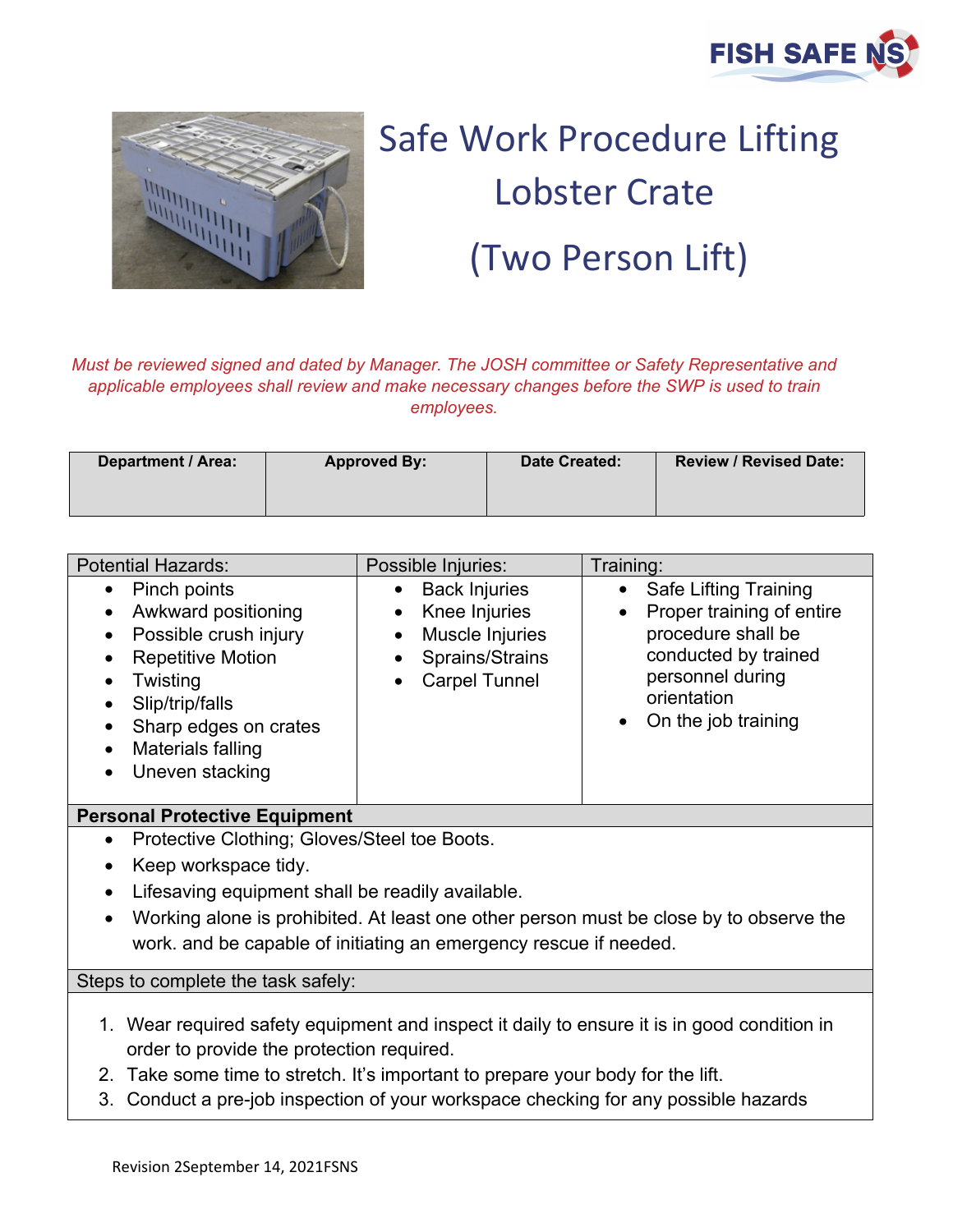# Safe Work Procedure Lifting Lobster Crate (Two Person Lift)

*Must be reviewed signed and dated by Manager. The JOSH committee or Safety Representative and applicable employees shall review and make necessary changes before the SWP is used to train employees.*

| Department / Area: | Approved By: | Date Created: | Review / Revised Date: |
|---|---|---|---|
| | | | |

| Potential Hazards: | Possible Injuries: | Training: |
|---|---|---|
| • Pinch points<br>• Awkward positioning<br>• Possible crush injury<br>• Repetitive Motion<br>• Twisting<br>• Slip/trip/falls<br>• Sharp edges on crates<br>• Materials falling<br>• Uneven stacking | • Back Injuries<br>• Knee Injuries<br>• Muscle Injuries<br>• Sprains/Strains<br>• Carpel Tunnel | • Safe Lifting Training<br>• Proper training of entire procedure shall be conducted by trained personnel during orientation<br>• On the job training |

**Personal Protective Equipment**

- Protective Clothing; Gloves/Steel toe Boots.
- Keep workspace tidy.
- Lifesaving equipment shall be readily available.
- Working alone is prohibited. At least one other person must be close by to observe the work. and be capable of initiating an emergency rescue if needed.

Steps to complete the task safely:

1. Wear required safety equipment and inspect it daily to ensure it is in good condition in order to provide the protection required.
2. Take some time to stretch. It's important to prepare your body for the lift.
3. Conduct a pre-job inspection of your workspace checking for any possible hazards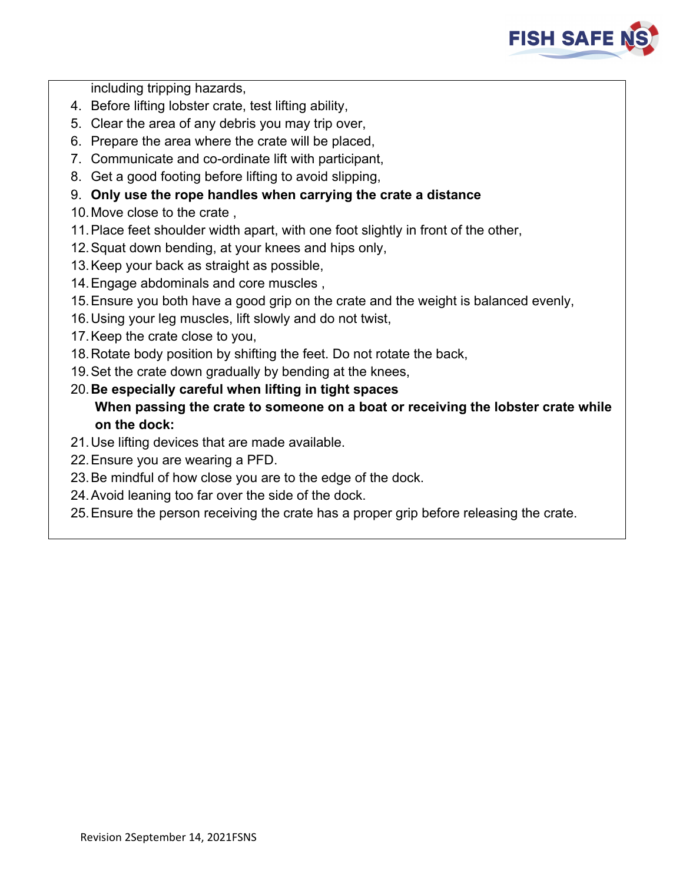including tripping hazards,

4. Before lifting lobster crate, test lifting ability,
5. Clear the area of any debris you may trip over,
6. Prepare the area where the crate will be placed,
7. Communicate and co-ordinate lift with participant,
8. Get a good footing before lifting to avoid slipping,
9. **Only use the rope handles when carrying the crate a distance**
10. Move close to the crate ,
11. Place feet shoulder width apart, with one foot slightly in front of the other,
12. Squat down bending, at your knees and hips only,
13. Keep your back as straight as possible,
14. Engage abdominals and core muscles ,
15. Ensure you both have a good grip on the crate and the weight is balanced evenly,
16. Using your leg muscles, lift slowly and do not twist,
17. Keep the crate close to you,
18. Rotate body position by shifting the feet. Do not rotate the back,
19. Set the crate down gradually by bending at the knees,
20. **Be especially careful when lifting in tight spaces**

**When passing the crate to someone on a boat or receiving the lobster crate while on the dock:**

21. Use lifting devices that are made available.
22. Ensure you are wearing a PFD.
23. Be mindful of how close you are to the edge of the dock.
24. Avoid leaning too far over the side of the dock.
25. Ensure the person receiving the crate has a proper grip before releasing the crate.